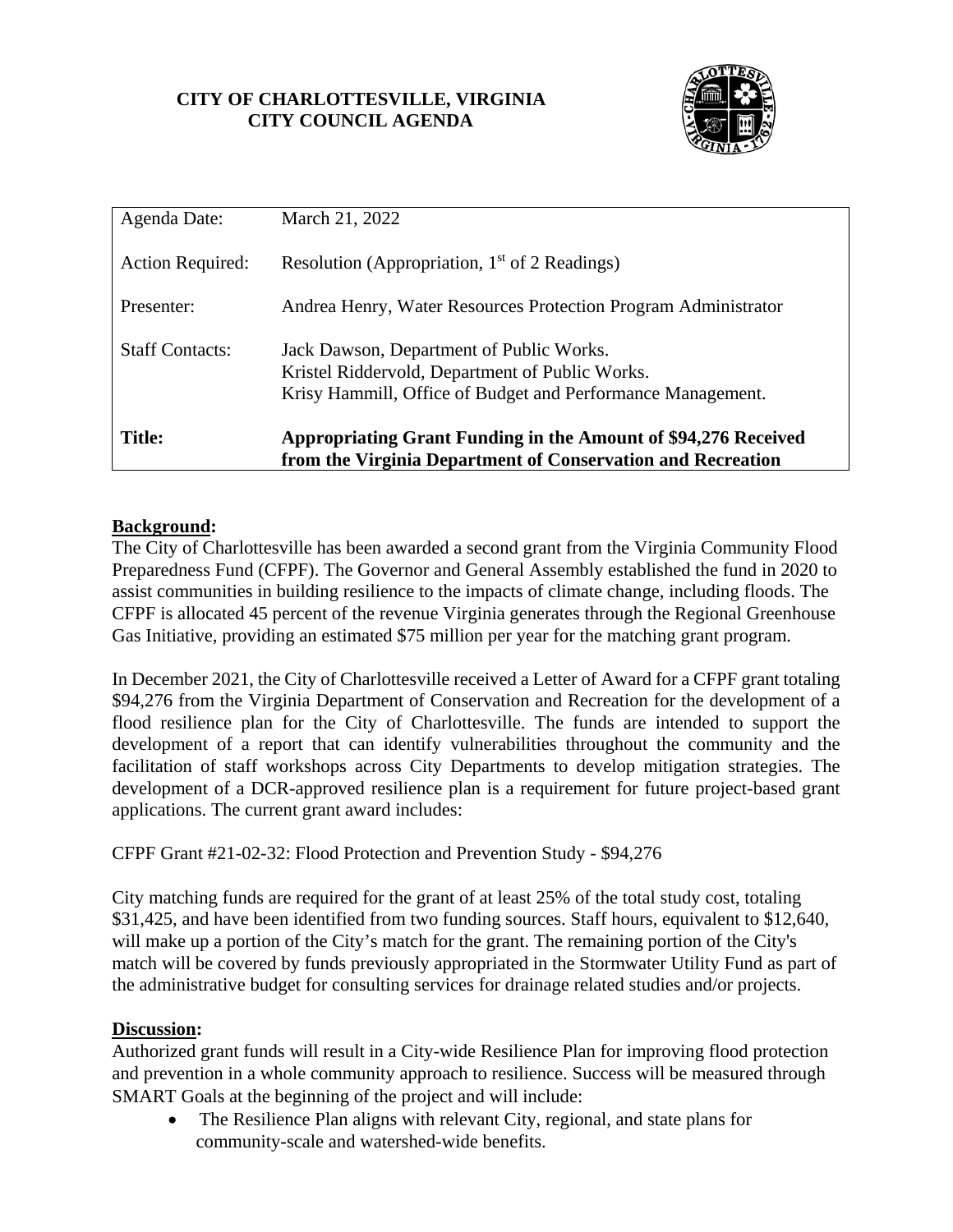**CITY OF CHARLOTTESVILLE, VIRGINIA**
**CITY COUNCIL AGENDA**

| | |
|---|---|
| Agenda Date: | March 21, 2022 |
| Action Required: | Resolution (Appropriation, 1st of 2 Readings) |
| Presenter: | Andrea Henry, Water Resources Protection Program Administrator |
| Staff Contacts: | Jack Dawson, Department of Public Works.<br>Kristel Riddervold, Department of Public Works.<br>Krisy Hammill, Office of Budget and Performance Management. |
| **Title:** | **Appropriating Grant Funding in the Amount of $94,276 Received from the Virginia Department of Conservation and Recreation** |

## Background:

The City of Charlottesville has been awarded a second grant from the Virginia Community Flood Preparedness Fund (CFPF). The Governor and General Assembly established the fund in 2020 to assist communities in building resilience to the impacts of climate change, including floods. The CFPF is allocated 45 percent of the revenue Virginia generates through the Regional Greenhouse Gas Initiative, providing an estimated $75 million per year for the matching grant program.

In December 2021, the City of Charlottesville received a Letter of Award for a CFPF grant totaling $94,276 from the Virginia Department of Conservation and Recreation for the development of a flood resilience plan for the City of Charlottesville. The funds are intended to support the development of a report that can identify vulnerabilities throughout the community and the facilitation of staff workshops across City Departments to develop mitigation strategies. The development of a DCR-approved resilience plan is a requirement for future project-based grant applications. The current grant award includes:

CFPF Grant #21-02-32: Flood Protection and Prevention Study - $94,276

City matching funds are required for the grant of at least 25% of the total study cost, totaling $31,425, and have been identified from two funding sources. Staff hours, equivalent to $12,640, will make up a portion of the City's match for the grant. The remaining portion of the City's match will be covered by funds previously appropriated in the Stormwater Utility Fund as part of the administrative budget for consulting services for drainage related studies and/or projects.

## Discussion:

Authorized grant funds will result in a City-wide Resilience Plan for improving flood protection and prevention in a whole community approach to resilience. Success will be measured through SMART Goals at the beginning of the project and will include:

- The Resilience Plan aligns with relevant City, regional, and state plans for community-scale and watershed-wide benefits.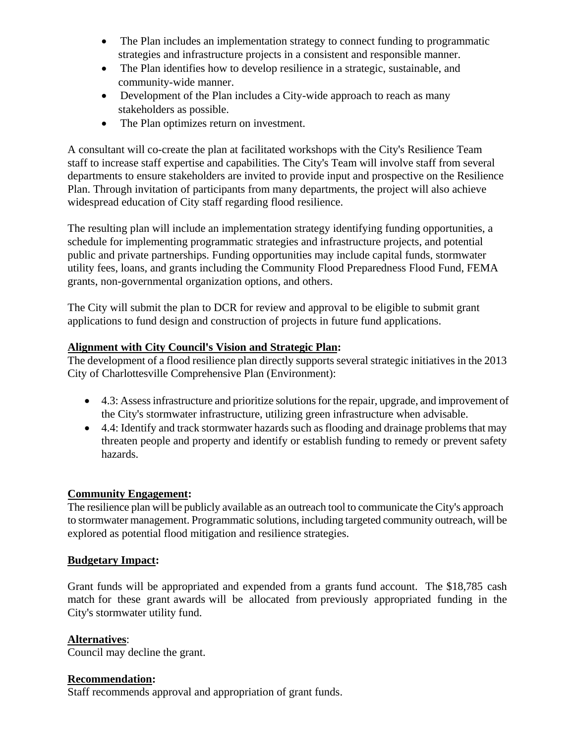- The Plan includes an implementation strategy to connect funding to programmatic strategies and infrastructure projects in a consistent and responsible manner.
- The Plan identifies how to develop resilience in a strategic, sustainable, and community-wide manner.
- Development of the Plan includes a City-wide approach to reach as many stakeholders as possible.
- The Plan optimizes return on investment.

A consultant will co-create the plan at facilitated workshops with the City's Resilience Team staff to increase staff expertise and capabilities. The City's Team will involve staff from several departments to ensure stakeholders are invited to provide input and prospective on the Resilience Plan. Through invitation of participants from many departments, the project will also achieve widespread education of City staff regarding flood resilience.

The resulting plan will include an implementation strategy identifying funding opportunities, a schedule for implementing programmatic strategies and infrastructure projects, and potential public and private partnerships. Funding opportunities may include capital funds, stormwater utility fees, loans, and grants including the Community Flood Preparedness Flood Fund, FEMA grants, non-governmental organization options, and others.

The City will submit the plan to DCR for review and approval to be eligible to submit grant applications to fund design and construction of projects in future fund applications.

**Alignment with City Council's Vision and Strategic Plan:**
The development of a flood resilience plan directly supports several strategic initiatives in the 2013 City of Charlottesville Comprehensive Plan (Environment):

- 4.3: Assess infrastructure and prioritize solutions for the repair, upgrade, and improvement of the City's stormwater infrastructure, utilizing green infrastructure when advisable.
- 4.4: Identify and track stormwater hazards such as flooding and drainage problems that may threaten people and property and identify or establish funding to remedy or prevent safety hazards.

**Community Engagement:**
The resilience plan will be publicly available as an outreach tool to communicate the City's approach to stormwater management. Programmatic solutions, including targeted community outreach, will be explored as potential flood mitigation and resilience strategies.

**Budgetary Impact:**

Grant funds will be appropriated and expended from a grants fund account. The $18,785 cash match for these grant awards will be allocated from previously appropriated funding in the City's stormwater utility fund.

**Alternatives**:
Council may decline the grant.

**Recommendation:**
Staff recommends approval and appropriation of grant funds.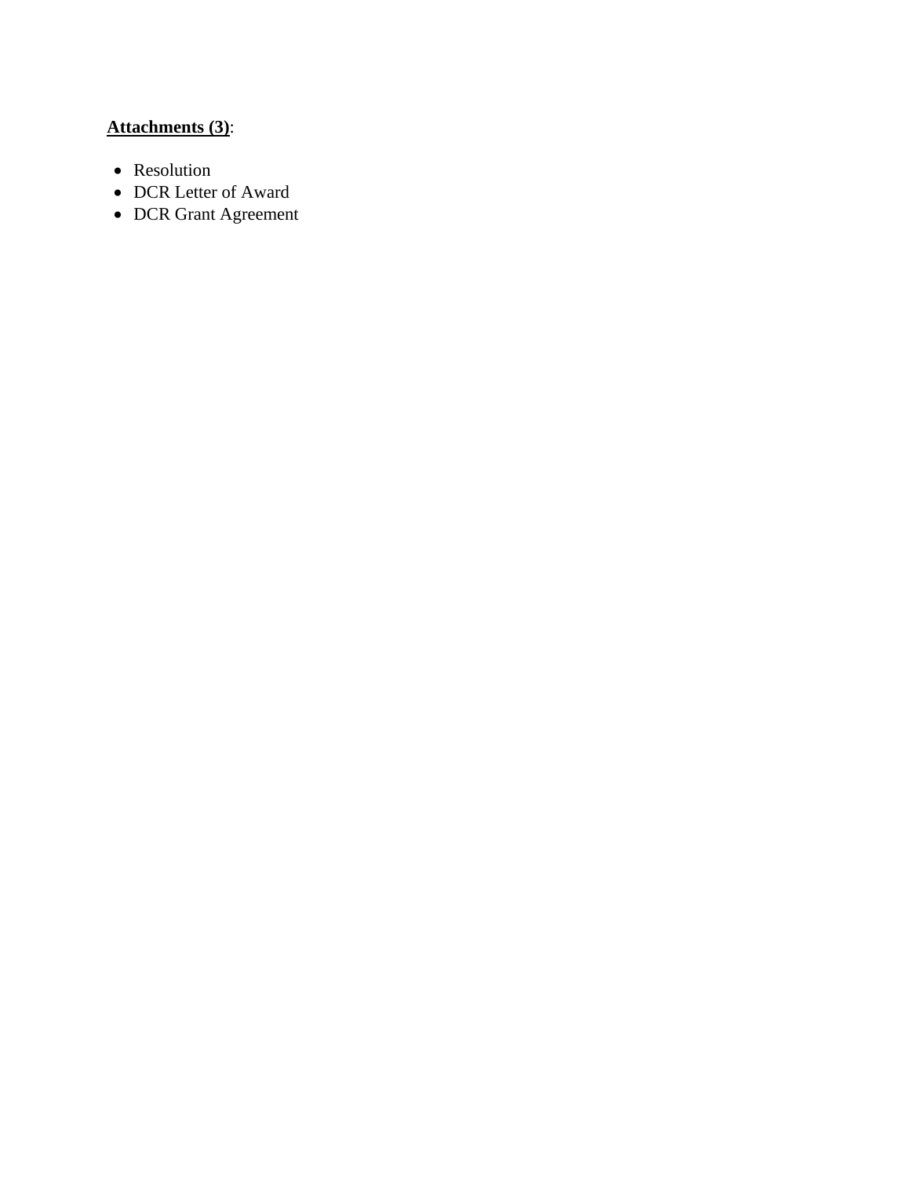**Attachments (3)**:

- Resolution
- DCR Letter of Award
- DCR Grant Agreement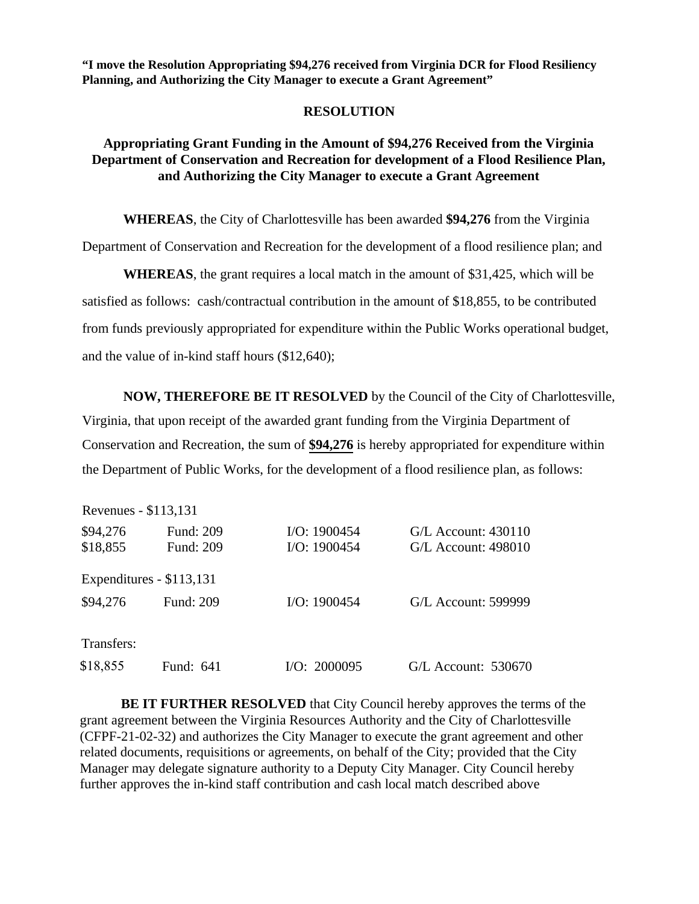**"I move the Resolution Appropriating $94,276 received from Virginia DCR for Flood Resiliency Planning, and Authorizing the City Manager to execute a Grant Agreement"**

## RESOLUTION

### Appropriating Grant Funding in the Amount of $94,276 Received from the Virginia Department of Conservation and Recreation for development of a Flood Resilience Plan, and Authorizing the City Manager to execute a Grant Agreement

**WHEREAS**, the City of Charlottesville has been awarded **$94,276** from the Virginia Department of Conservation and Recreation for the development of a flood resilience plan; and

**WHEREAS**, the grant requires a local match in the amount of $31,425, which will be satisfied as follows: cash/contractual contribution in the amount of $18,855, to be contributed from funds previously appropriated for expenditure within the Public Works operational budget, and the value of in-kind staff hours ($12,640);

**NOW, THEREFORE BE IT RESOLVED** by the Council of the City of Charlottesville, Virginia, that upon receipt of the awarded grant funding from the Virginia Department of Conservation and Recreation, the sum of **$94,276** is hereby appropriated for expenditure within the Department of Public Works, for the development of a flood resilience plan, as follows:

Revenues - $113,131

| | | | |
|---|---|---|---|
| $94,276 | Fund: 209 | I/O: 1900454 | G/L Account: 430110 |
| $18,855 | Fund: 209 | I/O: 1900454 | G/L Account: 498010 |

Expenditures - $113,131

| | | | |
|---|---|---|---|
| $94,276 | Fund: 209 | I/O: 1900454 | G/L Account: 599999 |

Transfers:

| | | | |
|---|---|---|---|
| $18,855 | Fund: 641 | I/O: 2000095 | G/L Account: 530670 |

**BE IT FURTHER RESOLVED** that City Council hereby approves the terms of the grant agreement between the Virginia Resources Authority and the City of Charlottesville (CFPF-21-02-32) and authorizes the City Manager to execute the grant agreement and other related documents, requisitions or agreements, on behalf of the City; provided that the City Manager may delegate signature authority to a Deputy City Manager. City Council hereby further approves the in-kind staff contribution and cash local match described above